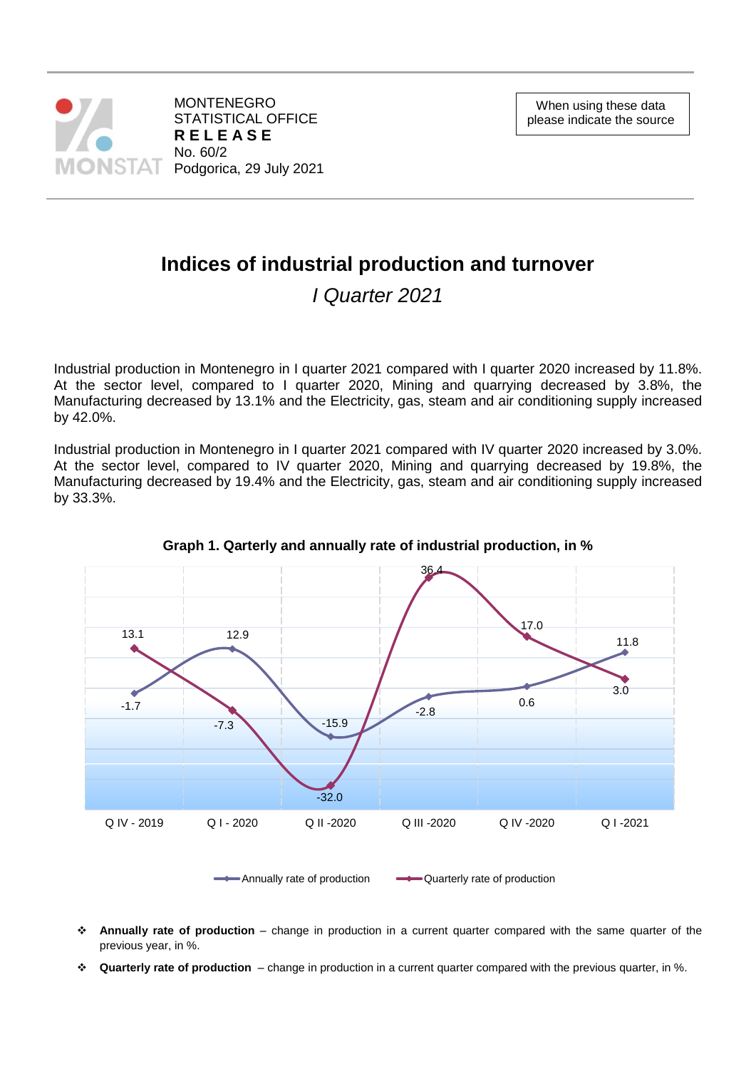MONTENEGRO
STATISTICAL OFFICE
**RELEASE**
No. 60/2
Podgorica, 29 July 2021

When using these data please indicate the source

# Indices of industrial production and turnover

## *I Quarter 2021*

Industrial production in Montenegro in I quarter 2021 compared with I quarter 2020 increased by 11.8%. At the sector level, compared to I quarter 2020, Mining and quarrying decreased by 3.8%, the Manufacturing decreased by 13.1% and the Electricity, gas, steam and air conditioning supply increased by 42.0%.

Industrial production in Montenegro in I quarter 2021 compared with IV quarter 2020 increased by 3.0%. At the sector level, compared to IV quarter 2020, Mining and quarrying decreased by 19.8%, the Manufacturing decreased by 19.4% and the Electricity, gas, steam and air conditioning supply increased by 33.3%.

**Graph 1. Qarterly and annually rate of industrial production, in %**

| | Q IV - 2019 | Q I - 2020 | Q II -2020 | Q III -2020 | Q IV -2020 | Q I -2021 |
|---|---|---|---|---|---|---|
| Annually rate of production | -1.7 | 12.9 | -15.9 | -2.8 | 0.6 | 11.8 |
| Quarterly rate of production | 13.1 | -7.3 | -32.0 | 36.4 | 17.0 | 3.0 |

- **Annually rate of production** – change in production in a current quarter compared with the same quarter of the previous year, in %.
- **Quarterly rate of production** – change in production in a current quarter compared with the previous quarter, in %.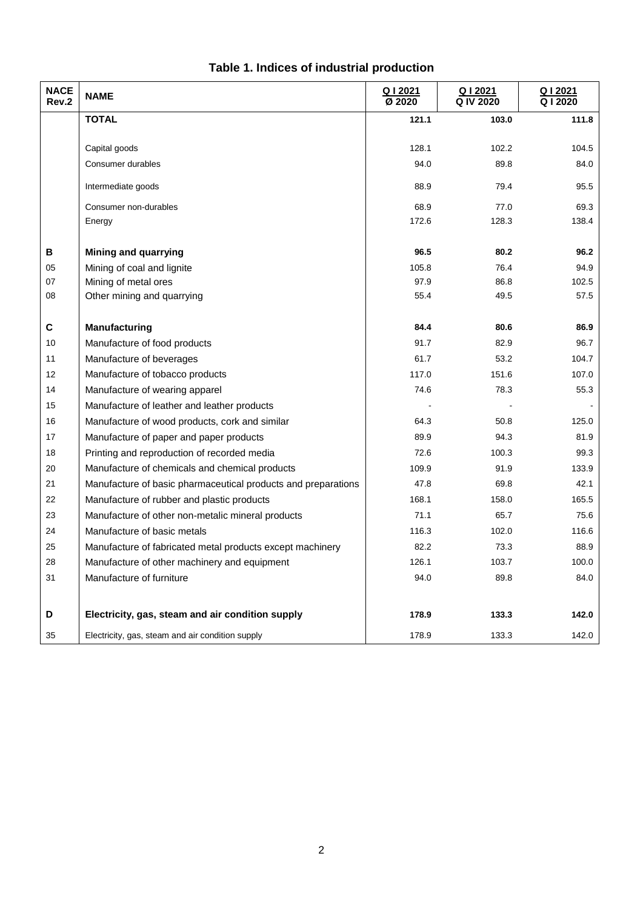## Table 1. Indices of industrial production

| NACE Rev.2 | NAME | Q I 2021 / Ø 2020 | Q I 2021 / Q IV 2020 | Q I 2021 / Q I 2020 |
|---|---|---|---|---|
| | **TOTAL** | **121.1** | **103.0** | **111.8** |
| | Capital goods | 128.1 | 102.2 | 104.5 |
| | Consumer durables | 94.0 | 89.8 | 84.0 |
| | Intermediate goods | 88.9 | 79.4 | 95.5 |
| | Consumer non-durables | 68.9 | 77.0 | 69.3 |
| | Energy | 172.6 | 128.3 | 138.4 |
| **B** | **Mining and quarrying** | **96.5** | **80.2** | **96.2** |
| 05 | Mining of coal and lignite | 105.8 | 76.4 | 94.9 |
| 07 | Mining of metal ores | 97.9 | 86.8 | 102.5 |
| 08 | Other mining and quarrying | 55.4 | 49.5 | 57.5 |
| **C** | **Manufacturing** | **84.4** | **80.6** | **86.9** |
| 10 | Manufacture of food products | 91.7 | 82.9 | 96.7 |
| 11 | Manufacture of beverages | 61.7 | 53.2 | 104.7 |
| 12 | Manufacture of tobacco products | 117.0 | 151.6 | 107.0 |
| 14 | Manufacture of wearing apparel | 74.6 | 78.3 | 55.3 |
| 15 | Manufacture of leather and leather products | - | - | - |
| 16 | Manufacture of wood products, cork and similar | 64.3 | 50.8 | 125.0 |
| 17 | Manufacture of paper and paper products | 89.9 | 94.3 | 81.9 |
| 18 | Printing and reproduction of recorded media | 72.6 | 100.3 | 99.3 |
| 20 | Manufacture of chemicals and chemical products | 109.9 | 91.9 | 133.9 |
| 21 | Manufacture of basic pharmaceutical products and preparations | 47.8 | 69.8 | 42.1 |
| 22 | Manufacture of rubber and plastic products | 168.1 | 158.0 | 165.5 |
| 23 | Manufacture of other non-metalic mineral products | 71.1 | 65.7 | 75.6 |
| 24 | Manufacture of basic metals | 116.3 | 102.0 | 116.6 |
| 25 | Manufacture of fabricated metal products except machinery | 82.2 | 73.3 | 88.9 |
| 28 | Manufacture of other machinery and equipment | 126.1 | 103.7 | 100.0 |
| 31 | Manufacture of furniture | 94.0 | 89.8 | 84.0 |
| **D** | **Electricity, gas, steam and air condition supply** | **178.9** | **133.3** | **142.0** |
| 35 | Electricity, gas, steam and air condition supply | 178.9 | 133.3 | 142.0 |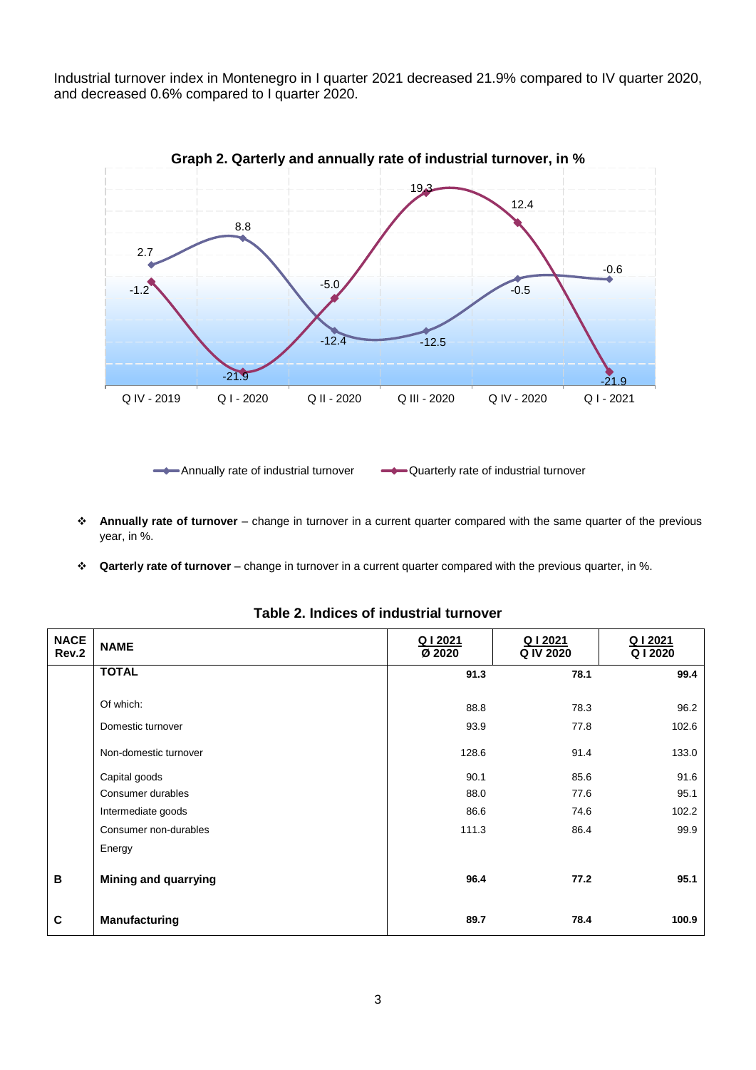Industrial turnover index in Montenegro in I quarter 2021 decreased 21.9% compared to IV quarter 2020, and decreased 0.6% compared to I quarter 2020.

**Graph 2. Qarterly and annually rate of industrial turnover, in %**

| | Q IV - 2019 | Q I - 2020 | Q II - 2020 | Q III - 2020 | Q IV - 2020 | Q I - 2021 |
|---|---|---|---|---|---|---|
| Annually rate of industrial turnover | 2.7 | 8.8 | -12.4 | -12.5 | -0.5 | -0.6 |
| Quarterly rate of industrial turnover | -1.2 | -21.9 | -5.0 | 19.3 | 12.4 | -21.9 |

- **Annually rate of turnover** – change in turnover in a current quarter compared with the same quarter of the previous year, in %.
- **Qarterly rate of turnover** – change in turnover in a current quarter compared with the previous quarter, in %.

**Table 2. Indices of industrial turnover**

| NACE Rev.2 | NAME | Q I 2021 / Ø 2020 | Q I 2021 / Q IV 2020 | Q I 2021 / Q I 2020 |
|---|---|---|---|---|
| | **TOTAL** | **91.3** | **78.1** | **99.4** |
| | Of which: | 88.8 | 78.3 | 96.2 |
| | Domestic turnover | 93.9 | 77.8 | 102.6 |
| | Non-domestic turnover | 128.6 | 91.4 | 133.0 |
| | Capital goods | 90.1 | 85.6 | 91.6 |
| | Consumer durables | 88.0 | 77.6 | 95.1 |
| | Intermediate goods | 86.6 | 74.6 | 102.2 |
| | Consumer non-durables | 111.3 | 86.4 | 99.9 |
| | Energy | | | |
| **B** | **Mining and quarrying** | **96.4** | **77.2** | **95.1** |
| **C** | **Manufacturing** | **89.7** | **78.4** | **100.9** |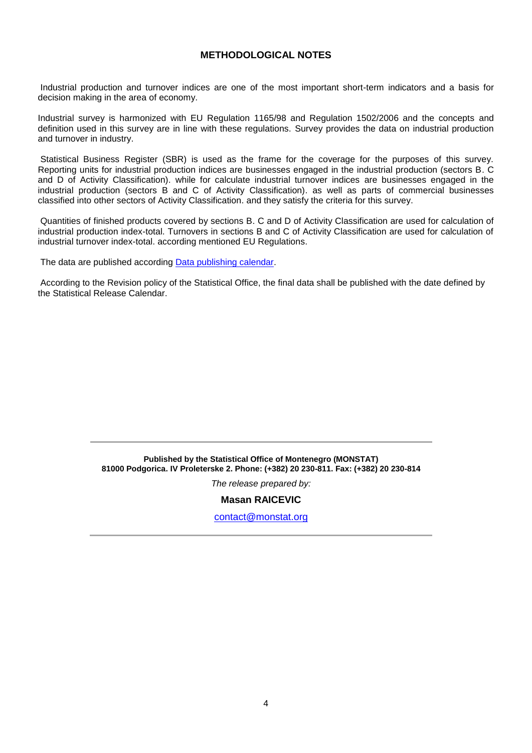## METHODOLOGICAL NOTES

Industrial production and turnover indices are one of the most important short-term indicators and a basis for decision making in the area of economy.

Industrial survey is harmonized with EU Regulation 1165/98 and Regulation 1502/2006 and the concepts and definition used in this survey are in line with these regulations. Survey provides the data on industrial production and turnover in industry.

Statistical Business Register (SBR) is used as the frame for the coverage for the purposes of this survey. Reporting units for industrial production indices are businesses engaged in the industrial production (sectors B. C and D of Activity Classification). while for calculate industrial turnover indices are businesses engaged in the industrial production (sectors B and C of Activity Classification). as well as parts of commercial businesses classified into other sectors of Activity Classification. and they satisfy the criteria for this survey.

Quantities of finished products covered by sections B. C and D of Activity Classification are used for calculation of industrial production index-total. Turnovers in sections B and C of Activity Classification are used for calculation of industrial turnover index-total. according mentioned EU Regulations.

The data are published according Data publishing calendar.

According to the Revision policy of the Statistical Office, the final data shall be published with the date defined by the Statistical Release Calendar.

---

**Published by the Statistical Office of Montenegro (MONSTAT)**
**81000 Podgorica. IV Proleterske 2. Phone: (+382) 20 230-811. Fax: (+382) 20 230-814**

*The release prepared by:*

**Masan RAICEVIC**

contact@monstat.org